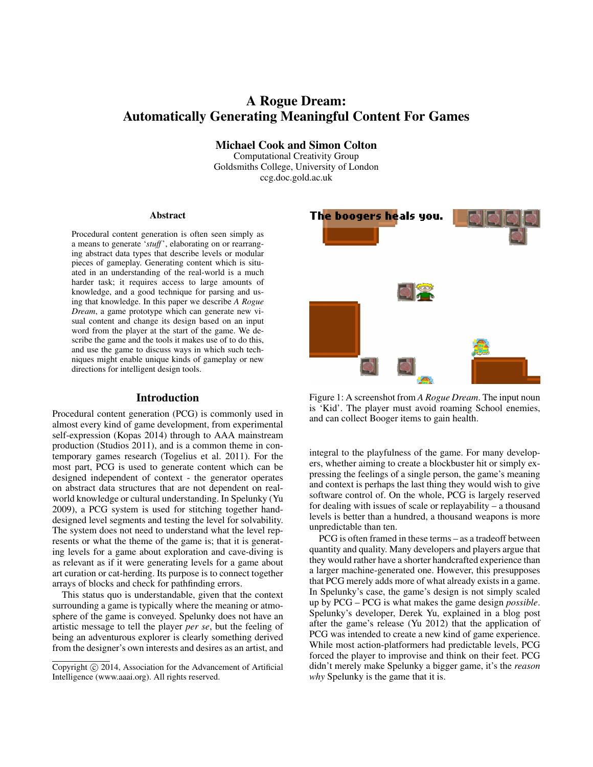# A Rogue Dream:
# Automatically Generating Meaningful Content For Games

**Michael Cook and Simon Colton**
Computational Creativity Group
Goldsmiths College, University of London
ccg.doc.gold.ac.uk

### Abstract

Procedural content generation is often seen simply as a means to generate '*stuff*', elaborating on or rearranging abstract data types that describe levels or modular pieces of gameplay. Generating content which is situated in an understanding of the real-world is a much harder task; it requires access to large amounts of knowledge, and a good technique for parsing and using that knowledge. In this paper we describe *A Rogue Dream*, a game prototype which can generate new visual content and change its design based on an input word from the player at the start of the game. We describe the game and the tools it makes use of to do this, and use the game to discuss ways in which such techniques might enable unique kinds of gameplay or new directions for intelligent design tools.

## Introduction

Procedural content generation (PCG) is commonly used in almost every kind of game development, from experimental self-expression (Kopas 2014) through to AAA mainstream production (Studios 2011), and is a common theme in contemporary games research (Togelius et al. 2011). For the most part, PCG is used to generate content which can be designed independent of context - the generator operates on abstract data structures that are not dependent on real-world knowledge or cultural understanding. In Spelunky (Yu 2009), a PCG system is used for stitching together hand-designed level segments and testing the level for solvability. The system does not need to understand what the level represents or what the theme of the game is; that it is generating levels for a game about exploration and cave-diving is as relevant as if it were generating levels for a game about art curation or cat-herding. Its purpose is to connect together arrays of blocks and check for pathfinding errors.

This status quo is understandable, given that the context surrounding a game is typically where the meaning or atmosphere of the game is conveyed. Spelunky does not have an artistic message to tell the player *per se*, but the feeling of being an adventurous explorer is clearly something derived from the designer's own interests and desires as an artist, and integral to the playfulness of the game. For many developers, whether aiming to create a blockbuster hit or simply expressing the feelings of a single person, the game's meaning and context is perhaps the last thing they would wish to give software control of. On the whole, PCG is largely reserved for dealing with issues of scale or replayability – a thousand levels is better than a hundred, a thousand weapons is more unpredictable than ten.

Figure 1: A screenshot from *A Rogue Dream*. The input noun is 'Kid'. The player must avoid roaming School enemies, and can collect Booger items to gain health.

PCG is often framed in these terms – as a tradeoff between quantity and quality. Many developers and players argue that they would rather have a shorter handcrafted experience than a larger machine-generated one. However, this presupposes that PCG merely adds more of what already exists in a game. In Spelunky's case, the game's design is not simply scaled up by PCG – PCG is what makes the game design *possible*. Spelunky's developer, Derek Yu, explained in a blog post after the game's release (Yu 2012) that the application of PCG was intended to create a new kind of game experience. While most action-platformers had predictable levels, PCG forced the player to improvise and think on their feet. PCG didn't merely make Spelunky a bigger game, it's the *reason why* Spelunky is the game that it is.

Copyright © 2014, Association for the Advancement of Artificial Intelligence (www.aaai.org). All rights reserved.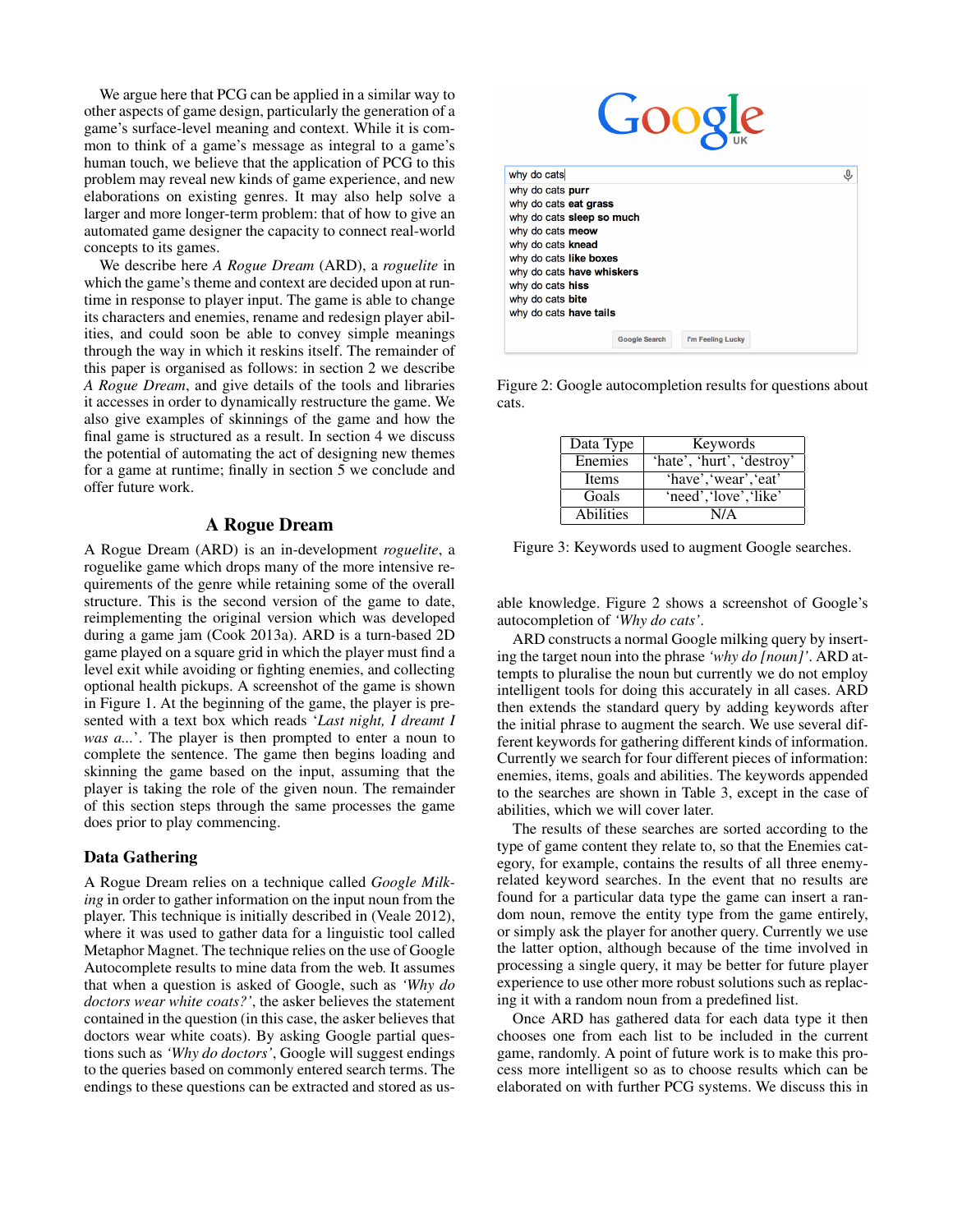We argue here that PCG can be applied in a similar way to other aspects of game design, particularly the generation of a game's surface-level meaning and context. While it is common to think of a game's message as integral to a game's human touch, we believe that the application of PCG to this problem may reveal new kinds of game experience, and new elaborations on existing genres. It may also help solve a larger and more longer-term problem: that of how to give an automated game designer the capacity to connect real-world concepts to its games.

We describe here *A Rogue Dream* (ARD), a *roguelite* in which the game's theme and context are decided upon at runtime in response to player input. The game is able to change its characters and enemies, rename and redesign player abilities, and could soon be able to convey simple meanings through the way in which it reskins itself. The remainder of this paper is organised as follows: in section 2 we describe *A Rogue Dream*, and give details of the tools and libraries it accesses in order to dynamically restructure the game. We also give examples of skinnings of the game and how the final game is structured as a result. In section 4 we discuss the potential of automating the act of designing new themes for a game at runtime; finally in section 5 we conclude and offer future work.

## A Rogue Dream

A Rogue Dream (ARD) is an in-development *roguelite*, a roguelike game which drops many of the more intensive requirements of the genre while retaining some of the overall structure. This is the second version of the game to date, reimplementing the original version which was developed during a game jam (Cook 2013a). ARD is a turn-based 2D game played on a square grid in which the player must find a level exit while avoiding or fighting enemies, and collecting optional health pickups. A screenshot of the game is shown in Figure 1. At the beginning of the game, the player is presented with a text box which reads '*Last night, I dreamt I was a...*'. The player is then prompted to enter a noun to complete the sentence. The game then begins loading and skinning the game based on the input, assuming that the player is taking the role of the given noun. The remainder of this section steps through the same processes the game does prior to play commencing.

### Data Gathering

A Rogue Dream relies on a technique called *Google Milking* in order to gather information on the input noun from the player. This technique is initially described in (Veale 2012), where it was used to gather data for a linguistic tool called Metaphor Magnet. The technique relies on the use of Google Autocomplete results to mine data from the web. It assumes that when a question is asked of Google, such as *'Why do doctors wear white coats?'*, the asker believes the statement contained in the question (in this case, the asker believes that doctors wear white coats). By asking Google partial questions such as *'Why do doctors'*, Google will suggest endings to the queries based on commonly entered search terms. The endings to these questions can be extracted and stored as usable knowledge. Figure 2 shows a screenshot of Google's autocompletion of *'Why do cats'*.

Figure 2: Google autocompletion results for questions about cats.

| Data Type | Keywords |
|---|---|
| Enemies | 'hate', 'hurt', 'destroy' |
| Items | 'have','wear','eat' |
| Goals | 'need','love','like' |
| Abilities | N/A |

Figure 3: Keywords used to augment Google searches.

ARD constructs a normal Google milking query by inserting the target noun into the phrase *'why do [noun]'*. ARD attempts to pluralise the noun but currently we do not employ intelligent tools for doing this accurately in all cases. ARD then extends the standard query by adding keywords after the initial phrase to augment the search. We use several different keywords for gathering different kinds of information. Currently we search for four different pieces of information: enemies, items, goals and abilities. The keywords appended to the searches are shown in Table 3, except in the case of abilities, which we will cover later.

The results of these searches are sorted according to the type of game content they relate to, so that the Enemies category, for example, contains the results of all three enemy-related keyword searches. In the event that no results are found for a particular data type the game can insert a random noun, remove the entity type from the game entirely, or simply ask the player for another query. Currently we use the latter option, although because of the time involved in processing a single query, it may be better for future player experience to use other more robust solutions such as replacing it with a random noun from a predefined list.

Once ARD has gathered data for each data type it then chooses one from each list to be included in the current game, randomly. A point of future work is to make this process more intelligent so as to choose results which can be elaborated on with further PCG systems. We discuss this in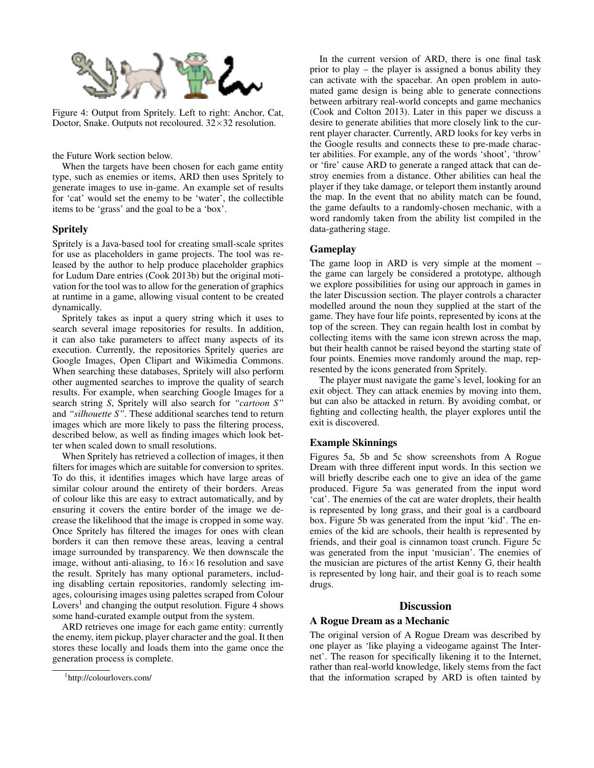Figure 4: Output from Spritely. Left to right: Anchor, Cat, Doctor, Snake. Outputs not recoloured. 32×32 resolution.

the Future Work section below.

When the targets have been chosen for each game entity type, such as enemies or items, ARD then uses Spritely to generate images to use in-game. An example set of results for 'cat' would set the enemy to be 'water', the collectible items to be 'grass' and the goal to be a 'box'.

### Spritely

Spritely is a Java-based tool for creating small-scale sprites for use as placeholders in game projects. The tool was released by the author to help produce placeholder graphics for Ludum Dare entries (Cook 2013b) but the original motivation for the tool was to allow for the generation of graphics at runtime in a game, allowing visual content to be created dynamically.

Spritely takes as input a query string which it uses to search several image repositories for results. In addition, it can also take parameters to affect many aspects of its execution. Currently, the repositories Spritely queries are Google Images, Open Clipart and Wikimedia Commons. When searching these databases, Spritely will also perform other augmented searches to improve the quality of search results. For example, when searching Google Images for a search string *S*, Spritely will also search for *"cartoon S"* and *"silhouette S"*. These additional searches tend to return images which are more likely to pass the filtering process, described below, as well as finding images which look better when scaled down to small resolutions.

When Spritely has retrieved a collection of images, it then filters for images which are suitable for conversion to sprites. To do this, it identifies images which have large areas of similar colour around the entirety of their borders. Areas of colour like this are easy to extract automatically, and by ensuring it covers the entire border of the image we decrease the likelihood that the image is cropped in some way. Once Spritely has filtered the images for ones with clean borders it can then remove these areas, leaving a central image surrounded by transparency. We then downscale the image, without anti-aliasing, to 16×16 resolution and save the result. Spritely has many optional parameters, including disabling certain repositories, randomly selecting images, colourising images using palettes scraped from Colour Lovers[1] and changing the output resolution. Figure 4 shows some hand-curated example output from the system.

ARD retrieves one image for each game entity: currently the enemy, item pickup, player character and the goal. It then stores these locally and loads them into the game once the generation process is complete.

[1] http://colourlovers.com/

In the current version of ARD, there is one final task prior to play – the player is assigned a bonus ability they can activate with the spacebar. An open problem in automated game design is being able to generate connections between arbitrary real-world concepts and game mechanics (Cook and Colton 2013). Later in this paper we discuss a desire to generate abilities that more closely link to the current player character. Currently, ARD looks for key verbs in the Google results and connects these to pre-made character abilities. For example, any of the words 'shoot', 'throw' or 'fire' cause ARD to generate a ranged attack that can destroy enemies from a distance. Other abilities can heal the player if they take damage, or teleport them instantly around the map. In the event that no ability match can be found, the game defaults to a randomly-chosen mechanic, with a word randomly taken from the ability list compiled in the data-gathering stage.

### Gameplay

The game loop in ARD is very simple at the moment – the game can largely be considered a prototype, although we explore possibilities for using our approach in games in the later Discussion section. The player controls a character modelled around the noun they supplied at the start of the game. They have four life points, represented by icons at the top of the screen. They can regain health lost in combat by collecting items with the same icon strewn across the map, but their health cannot be raised beyond the starting state of four points. Enemies move randomly around the map, represented by the icons generated from Spritely.

The player must navigate the game's level, looking for an exit object. They can attack enemies by moving into them, but can also be attacked in return. By avoiding combat, or fighting and collecting health, the player explores until the exit is discovered.

### Example Skinnings

Figures 5a, 5b and 5c show screenshots from A Rogue Dream with three different input words. In this section we will briefly describe each one to give an idea of the game produced. Figure 5a was generated from the input word 'cat'. The enemies of the cat are water droplets, their health is represented by long grass, and their goal is a cardboard box. Figure 5b was generated from the input 'kid'. The enemies of the kid are schools, their health is represented by friends, and their goal is cinnamon toast crunch. Figure 5c was generated from the input 'musician'. The enemies of the musician are pictures of the artist Kenny G, their health is represented by long hair, and their goal is to reach some drugs.

## Discussion

### A Rogue Dream as a Mechanic

The original version of A Rogue Dream was described by one player as 'like playing a videogame against The Internet'. The reason for specifically likening it to the Internet, rather than real-world knowledge, likely stems from the fact that the information scraped by ARD is often tainted by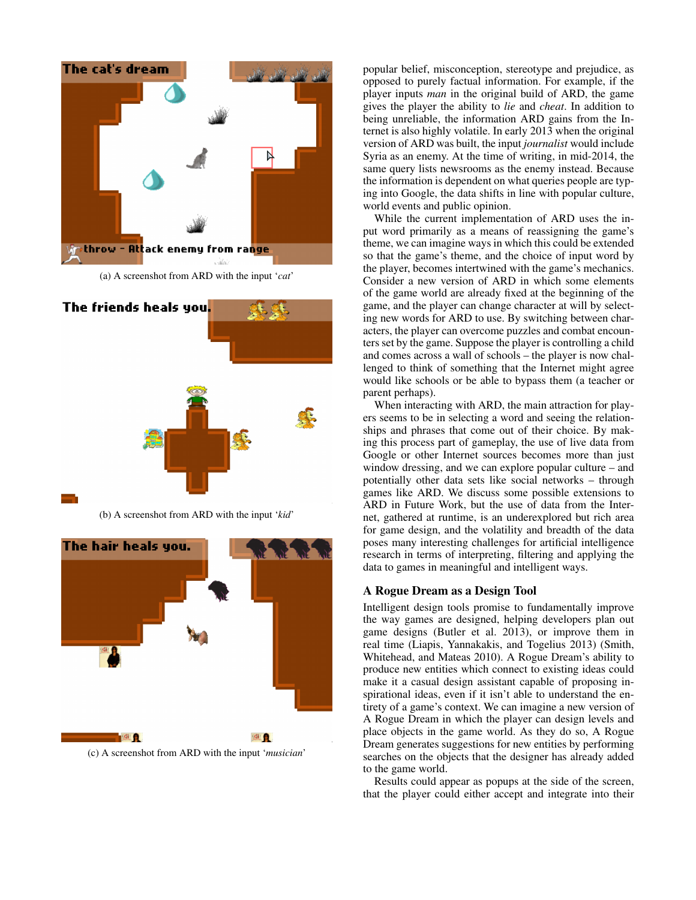(a) A screenshot from ARD with the input '*cat*'

(b) A screenshot from ARD with the input '*kid*'

(c) A screenshot from ARD with the input '*musician*'

popular belief, misconception, stereotype and prejudice, as opposed to purely factual information. For example, if the player inputs *man* in the original build of ARD, the game gives the player the ability to *lie* and *cheat*. In addition to being unreliable, the information ARD gains from the Internet is also highly volatile. In early 2013 when the original version of ARD was built, the input *journalist* would include Syria as an enemy. At the time of writing, in mid-2014, the same query lists newsrooms as the enemy instead. Because the information is dependent on what queries people are typing into Google, the data shifts in line with popular culture, world events and public opinion.

While the current implementation of ARD uses the input word primarily as a means of reassigning the game's theme, we can imagine ways in which this could be extended so that the game's theme, and the choice of input word by the player, becomes intertwined with the game's mechanics. Consider a new version of ARD in which some elements of the game world are already fixed at the beginning of the game, and the player can change character at will by selecting new words for ARD to use. By switching between characters, the player can overcome puzzles and combat encounters set by the game. Suppose the player is controlling a child and comes across a wall of schools – the player is now challenged to think of something that the Internet might agree would like schools or be able to bypass them (a teacher or parent perhaps).

When interacting with ARD, the main attraction for players seems to be in selecting a word and seeing the relationships and phrases that come out of their choice. By making this process part of gameplay, the use of live data from Google or other Internet sources becomes more than just window dressing, and we can explore popular culture – and potentially other data sets like social networks – through games like ARD. We discuss some possible extensions to ARD in Future Work, but the use of data from the Internet, gathered at runtime, is an underexplored but rich area for game design, and the volatility and breadth of the data poses many interesting challenges for artificial intelligence research in terms of interpreting, filtering and applying the data to games in meaningful and intelligent ways.

## A Rogue Dream as a Design Tool

Intelligent design tools promise to fundamentally improve the way games are designed, helping developers plan out game designs (Butler et al. 2013), or improve them in real time (Liapis, Yannakakis, and Togelius 2013) (Smith, Whitehead, and Mateas 2010). A Rogue Dream's ability to produce new entities which connect to existing ideas could make it a casual design assistant capable of proposing inspirational ideas, even if it isn't able to understand the entirety of a game's context. We can imagine a new version of A Rogue Dream in which the player can design levels and place objects in the game world. As they do so, A Rogue Dream generates suggestions for new entities by performing searches on the objects that the designer has already added to the game world.

Results could appear as popups at the side of the screen, that the player could either accept and integrate into their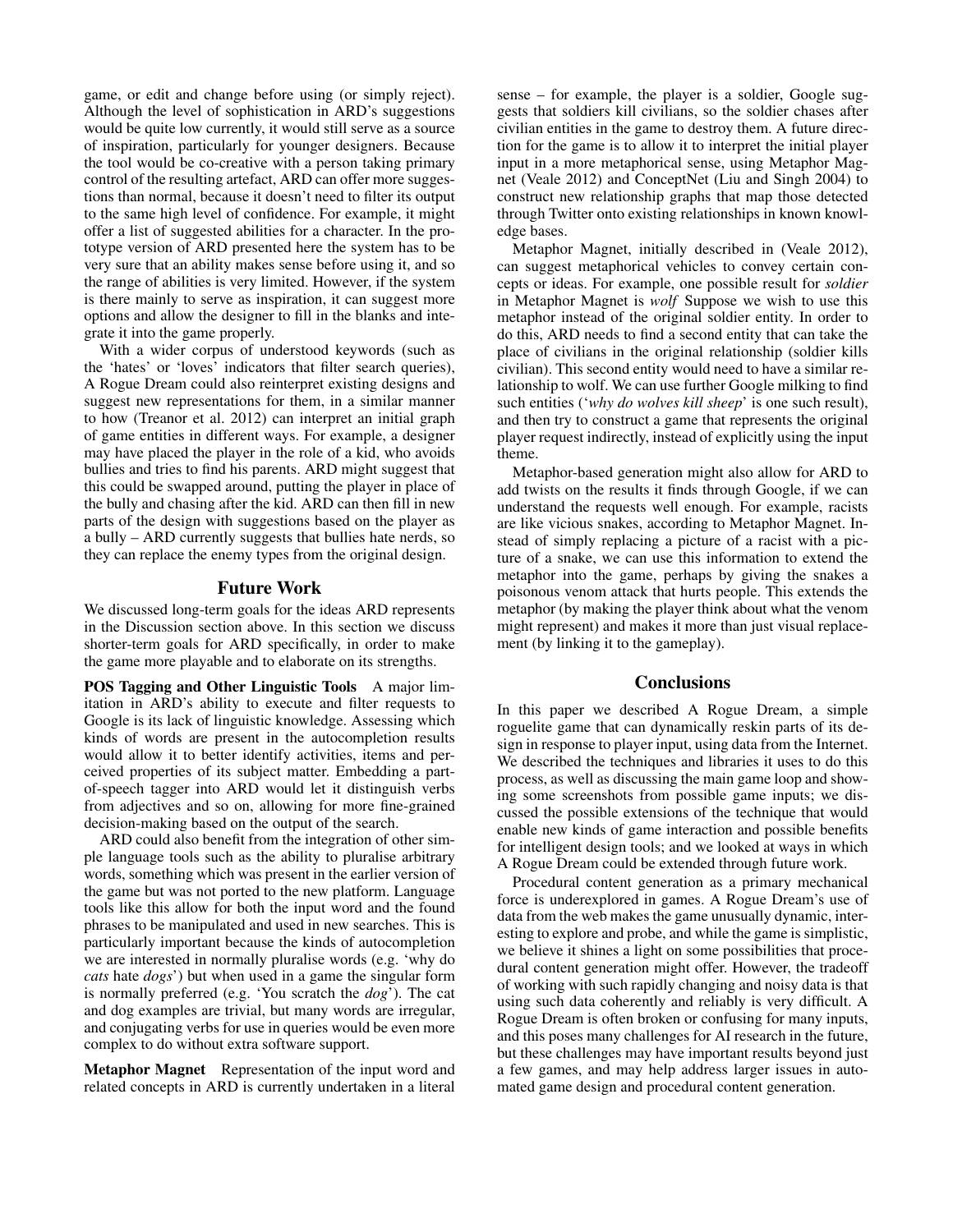game, or edit and change before using (or simply reject). Although the level of sophistication in ARD's suggestions would be quite low currently, it would still serve as a source of inspiration, particularly for younger designers. Because the tool would be co-creative with a person taking primary control of the resulting artefact, ARD can offer more suggestions than normal, because it doesn't need to filter its output to the same high level of confidence. For example, it might offer a list of suggested abilities for a character. In the prototype version of ARD presented here the system has to be very sure that an ability makes sense before using it, and so the range of abilities is very limited. However, if the system is there mainly to serve as inspiration, it can suggest more options and allow the designer to fill in the blanks and integrate it into the game properly.

With a wider corpus of understood keywords (such as the 'hates' or 'loves' indicators that filter search queries), A Rogue Dream could also reinterpret existing designs and suggest new representations for them, in a similar manner to how (Treanor et al. 2012) can interpret an initial graph of game entities in different ways. For example, a designer may have placed the player in the role of a kid, who avoids bullies and tries to find his parents. ARD might suggest that this could be swapped around, putting the player in place of the bully and chasing after the kid. ARD can then fill in new parts of the design with suggestions based on the player as a bully – ARD currently suggests that bullies hate nerds, so they can replace the enemy types from the original design.

## Future Work

We discussed long-term goals for the ideas ARD represents in the Discussion section above. In this section we discuss shorter-term goals for ARD specifically, in order to make the game more playable and to elaborate on its strengths.

**POS Tagging and Other Linguistic Tools** A major limitation in ARD's ability to execute and filter requests to Google is its lack of linguistic knowledge. Assessing which kinds of words are present in the autocompletion results would allow it to better identify activities, items and perceived properties of its subject matter. Embedding a part-of-speech tagger into ARD would let it distinguish verbs from adjectives and so on, allowing for more fine-grained decision-making based on the output of the search.

ARD could also benefit from the integration of other simple language tools such as the ability to pluralise arbitrary words, something which was present in the earlier version of the game but was not ported to the new platform. Language tools like this allow for both the input word and the found phrases to be manipulated and used in new searches. This is particularly important because the kinds of autocompletion we are interested in normally pluralise words (e.g. 'why do *cats* hate *dogs*') but when used in a game the singular form is normally preferred (e.g. 'You scratch the *dog*'). The cat and dog examples are trivial, but many words are irregular, and conjugating verbs for use in queries would be even more complex to do without extra software support.

**Metaphor Magnet** Representation of the input word and related concepts in ARD is currently undertaken in a literal sense – for example, the player is a soldier, Google suggests that soldiers kill civilians, so the soldier chases after civilian entities in the game to destroy them. A future direction for the game is to allow it to interpret the initial player input in a more metaphorical sense, using Metaphor Magnet (Veale 2012) and ConceptNet (Liu and Singh 2004) to construct new relationship graphs that map those detected through Twitter onto existing relationships in known knowledge bases.

Metaphor Magnet, initially described in (Veale 2012), can suggest metaphorical vehicles to convey certain concepts or ideas. For example, one possible result for *soldier* in Metaphor Magnet is *wolf* Suppose we wish to use this metaphor instead of the original soldier entity. In order to do this, ARD needs to find a second entity that can take the place of civilians in the original relationship (soldier kills civilian). This second entity would need to have a similar relationship to wolf. We can use further Google milking to find such entities ('*why do wolves kill sheep*' is one such result), and then try to construct a game that represents the original player request indirectly, instead of explicitly using the input theme.

Metaphor-based generation might also allow for ARD to add twists on the results it finds through Google, if we can understand the requests well enough. For example, racists are like vicious snakes, according to Metaphor Magnet. Instead of simply replacing a picture of a racist with a picture of a snake, we can use this information to extend the metaphor into the game, perhaps by giving the snakes a poisonous venom attack that hurts people. This extends the metaphor (by making the player think about what the venom might represent) and makes it more than just visual replacement (by linking it to the gameplay).

## Conclusions

In this paper we described A Rogue Dream, a simple roguelite game that can dynamically reskin parts of its design in response to player input, using data from the Internet. We described the techniques and libraries it uses to do this process, as well as discussing the main game loop and showing some screenshots from possible game inputs; we discussed the possible extensions of the technique that would enable new kinds of game interaction and possible benefits for intelligent design tools; and we looked at ways in which A Rogue Dream could be extended through future work.

Procedural content generation as a primary mechanical force is underexplored in games. A Rogue Dream's use of data from the web makes the game unusually dynamic, interesting to explore and probe, and while the game is simplistic, we believe it shines a light on some possibilities that procedural content generation might offer. However, the tradeoff of working with such rapidly changing and noisy data is that using such data coherently and reliably is very difficult. A Rogue Dream is often broken or confusing for many inputs, and this poses many challenges for AI research in the future, but these challenges may have important results beyond just a few games, and may help address larger issues in automated game design and procedural content generation.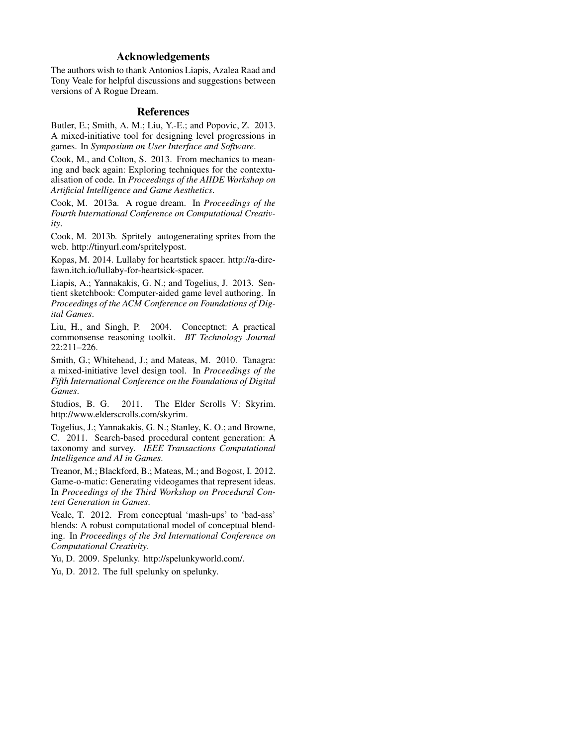## Acknowledgements

The authors wish to thank Antonios Liapis, Azalea Raad and Tony Veale for helpful discussions and suggestions between versions of A Rogue Dream.

## References

Butler, E.; Smith, A. M.; Liu, Y.-E.; and Popovic, Z. 2013. A mixed-initiative tool for designing level progressions in games. In *Symposium on User Interface and Software*.

Cook, M., and Colton, S. 2013. From mechanics to meaning and back again: Exploring techniques for the contextualisation of code. In *Proceedings of the AIIDE Workshop on Artificial Intelligence and Game Aesthetics*.

Cook, M. 2013a. A rogue dream. In *Proceedings of the Fourth International Conference on Computational Creativity*.

Cook, M. 2013b. Spritely autogenerating sprites from the web. http://tinyurl.com/spritelypost.

Kopas, M. 2014. Lullaby for heartstick spacer. http://a-dire-fawn.itch.io/lullaby-for-heartsick-spacer.

Liapis, A.; Yannakakis, G. N.; and Togelius, J. 2013. Sentient sketchbook: Computer-aided game level authoring. In *Proceedings of the ACM Conference on Foundations of Digital Games*.

Liu, H., and Singh, P. 2004. Conceptnet: A practical commonsense reasoning toolkit. *BT Technology Journal* 22:211–226.

Smith, G.; Whitehead, J.; and Mateas, M. 2010. Tanagra: a mixed-initiative level design tool. In *Proceedings of the Fifth International Conference on the Foundations of Digital Games*.

Studios, B. G. 2011. The Elder Scrolls V: Skyrim. http://www.elderscrolls.com/skyrim.

Togelius, J.; Yannakakis, G. N.; Stanley, K. O.; and Browne, C. 2011. Search-based procedural content generation: A taxonomy and survey. *IEEE Transactions Computational Intelligence and AI in Games*.

Treanor, M.; Blackford, B.; Mateas, M.; and Bogost, I. 2012. Game-o-matic: Generating videogames that represent ideas. In *Proceedings of the Third Workshop on Procedural Content Generation in Games*.

Veale, T. 2012. From conceptual 'mash-ups' to 'bad-ass' blends: A robust computational model of conceptual blending. In *Proceedings of the 3rd International Conference on Computational Creativity*.

Yu, D. 2009. Spelunky. http://spelunkyworld.com/.

Yu, D. 2012. The full spelunky on spelunky.